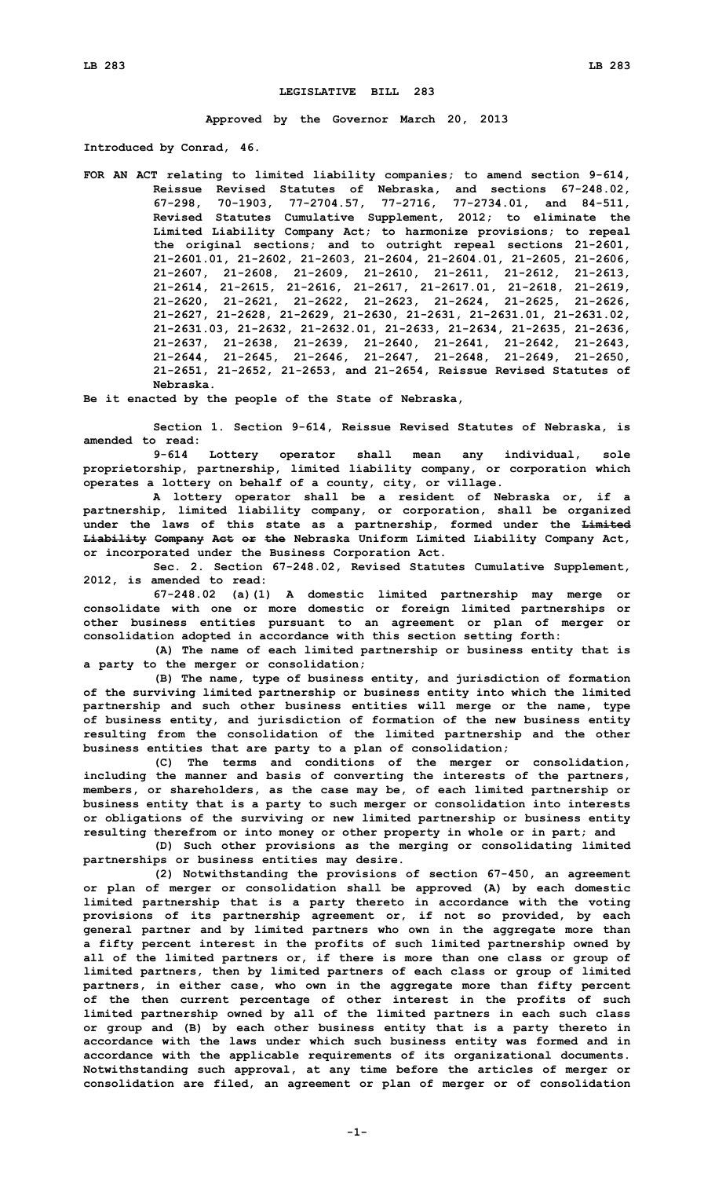# LEGISLATIVE BILL 283

**Approved by the Governor March 20, 2013**

**Introduced by Conrad, 46.**

**FOR AN ACT relating to limited liability companies; to amend section 9-614, Reissue Revised Statutes of Nebraska, and sections 67-248.02, 67-298, 70-1903, 77-2704.57, 77-2716, 77-2734.01, and 84-511, Revised Statutes Cumulative Supplement, 2012; to eliminate the Limited Liability Company Act; to harmonize provisions; to repeal the original sections; and to outright repeal sections 21-2601, 21-2601.01, 21-2602, 21-2603, 21-2604, 21-2604.01, 21-2605, 21-2606, 21-2607, 21-2608, 21-2609, 21-2610, 21-2611, 21-2612, 21-2613, 21-2614, 21-2615, 21-2616, 21-2617, 21-2617.01, 21-2618, 21-2619, 21-2620, 21-2621, 21-2622, 21-2623, 21-2624, 21-2625, 21-2626, 21-2627, 21-2628, 21-2629, 21-2630, 21-2631, 21-2631.01, 21-2631.02, 21-2631.03, 21-2632, 21-2632.01, 21-2633, 21-2634, 21-2635, 21-2636, 21-2637, 21-2638, 21-2639, 21-2640, 21-2641, 21-2642, 21-2643, 21-2644, 21-2645, 21-2646, 21-2647, 21-2648, 21-2649, 21-2650, 21-2651, 21-2652, 21-2653, and 21-2654, Reissue Revised Statutes of Nebraska.**

**Be it enacted by the people of the State of Nebraska,**

**Section 1. Section 9-614, Reissue Revised Statutes of Nebraska, is amended to read:**

**9-614 Lottery operator shall mean any individual, sole proprietorship, partnership, limited liability company, or corporation which operates a lottery on behalf of a county, city, or village.**

**A lottery operator shall be a resident of Nebraska or, if a partnership, limited liability company, or corporation, shall be organized under the laws of this state as a partnership, formed under the ~~Limited Liability Company Act or the~~ Nebraska Uniform Limited Liability Company Act, or incorporated under the Business Corporation Act.**

**Sec. 2. Section 67-248.02, Revised Statutes Cumulative Supplement, 2012, is amended to read:**

**67-248.02 (a)(1) A domestic limited partnership may merge or consolidate with one or more domestic or foreign limited partnerships or other business entities pursuant to an agreement or plan of merger or consolidation adopted in accordance with this section setting forth:**

**(A) The name of each limited partnership or business entity that is a party to the merger or consolidation;**

**(B) The name, type of business entity, and jurisdiction of formation of the surviving limited partnership or business entity into which the limited partnership and such other business entities will merge or the name, type of business entity, and jurisdiction of formation of the new business entity resulting from the consolidation of the limited partnership and the other business entities that are party to a plan of consolidation;**

**(C) The terms and conditions of the merger or consolidation, including the manner and basis of converting the interests of the partners, members, or shareholders, as the case may be, of each limited partnership or business entity that is a party to such merger or consolidation into interests or obligations of the surviving or new limited partnership or business entity resulting therefrom or into money or other property in whole or in part; and**

**(D) Such other provisions as the merging or consolidating limited partnerships or business entities may desire.**

**(2) Notwithstanding the provisions of section 67-450, an agreement or plan of merger or consolidation shall be approved (A) by each domestic limited partnership that is a party thereto in accordance with the voting provisions of its partnership agreement or, if not so provided, by each general partner and by limited partners who own in the aggregate more than a fifty percent interest in the profits of such limited partnership owned by all of the limited partners or, if there is more than one class or group of limited partners, then by limited partners of each class or group of limited partners, in either case, who own in the aggregate more than fifty percent of the then current percentage of other interest in the profits of such limited partnership owned by all of the limited partners in each such class or group and (B) by each other business entity that is a party thereto in accordance with the laws under which such business entity was formed and in accordance with the applicable requirements of its organizational documents. Notwithstanding such approval, at any time before the articles of merger or consolidation are filed, an agreement or plan of merger or of consolidation**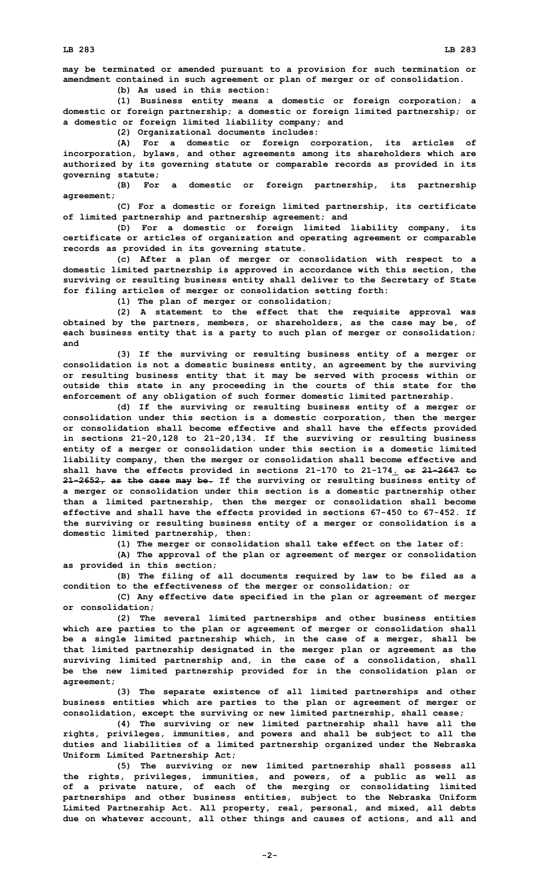may be terminated or amended pursuant to a provision for such termination or amendment contained in such agreement or plan of merger or of consolidation.

(b) As used in this section:

(1) Business entity means a domestic or foreign corporation; a domestic or foreign partnership; a domestic or foreign limited partnership; or a domestic or foreign limited liability company; and

(2) Organizational documents includes:

(A) For a domestic or foreign corporation, its articles of incorporation, bylaws, and other agreements among its shareholders which are authorized by its governing statute or comparable records as provided in its governing statute;

(B) For a domestic or foreign partnership, its partnership agreement;

(C) For a domestic or foreign limited partnership, its certificate of limited partnership and partnership agreement; and

(D) For a domestic or foreign limited liability company, its certificate or articles of organization and operating agreement or comparable records as provided in its governing statute.

(c) After a plan of merger or consolidation with respect to a domestic limited partnership is approved in accordance with this section, the surviving or resulting business entity shall deliver to the Secretary of State for filing articles of merger or consolidation setting forth:

(1) The plan of merger or consolidation;

(2) A statement to the effect that the requisite approval was obtained by the partners, members, or shareholders, as the case may be, of each business entity that is a party to such plan of merger or consolidation; and

(3) If the surviving or resulting business entity of a merger or consolidation is not a domestic business entity, an agreement by the surviving or resulting business entity that it may be served with process within or outside this state in any proceeding in the courts of this state for the enforcement of any obligation of such former domestic limited partnership.

(d) If the surviving or resulting business entity of a merger or consolidation under this section is a domestic corporation, then the merger or consolidation shall become effective and shall have the effects provided in sections 21-20,128 to 21-20,134. If the surviving or resulting business entity of a merger or consolidation under this section is a domestic limited liability company, then the merger or consolidation shall become effective and shall have the effects provided in sections 21-170 to 21-174. ~~or 21-2647 to 21-2652, as the case may be.~~ If the surviving or resulting business entity of a merger or consolidation under this section is a domestic partnership other than a limited partnership, then the merger or consolidation shall become effective and shall have the effects provided in sections 67-450 to 67-452. If the surviving or resulting business entity of a merger or consolidation is a domestic limited partnership, then:

(1) The merger or consolidation shall take effect on the later of:

(A) The approval of the plan or agreement of merger or consolidation as provided in this section;

(B) The filing of all documents required by law to be filed as a condition to the effectiveness of the merger or consolidation; or

(C) Any effective date specified in the plan or agreement of merger or consolidation;

(2) The several limited partnerships and other business entities which are parties to the plan or agreement of merger or consolidation shall be a single limited partnership which, in the case of a merger, shall be that limited partnership designated in the merger plan or agreement as the surviving limited partnership and, in the case of a consolidation, shall be the new limited partnership provided for in the consolidation plan or agreement;

(3) The separate existence of all limited partnerships and other business entities which are parties to the plan or agreement of merger or consolidation, except the surviving or new limited partnership, shall cease;

(4) The surviving or new limited partnership shall have all the rights, privileges, immunities, and powers and shall be subject to all the duties and liabilities of a limited partnership organized under the Nebraska Uniform Limited Partnership Act;

(5) The surviving or new limited partnership shall possess all the rights, privileges, immunities, and powers, of a public as well as of a private nature, of each of the merging or consolidating limited partnerships and other business entities, subject to the Nebraska Uniform Limited Partnership Act. All property, real, personal, and mixed, all debts due on whatever account, all other things and causes of actions, and all and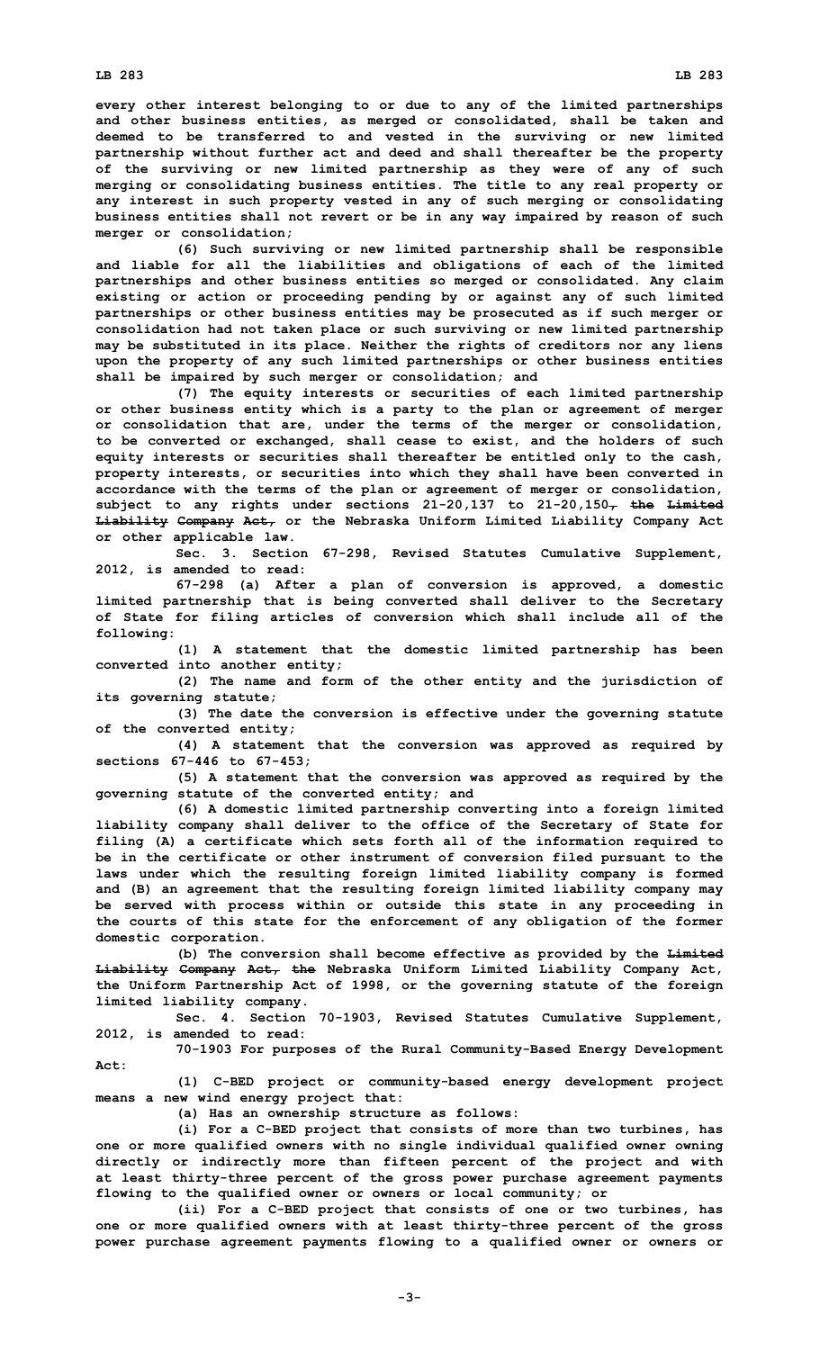**every other interest belonging to or due to any of the limited partnerships and other business entities, as merged or consolidated, shall be taken and deemed to be transferred to and vested in the surviving or new limited partnership without further act and deed and shall thereafter be the property of the surviving or new limited partnership as they were of any of such merging or consolidating business entities. The title to any real property or any interest in such property vested in any of such merging or consolidating business entities shall not revert or be in any way impaired by reason of such merger or consolidation;**

**(6) Such surviving or new limited partnership shall be responsible and liable for all the liabilities and obligations of each of the limited partnerships and other business entities so merged or consolidated. Any claim existing or action or proceeding pending by or against any of such limited partnerships or other business entities may be prosecuted as if such merger or consolidation had not taken place or such surviving or new limited partnership may be substituted in its place. Neither the rights of creditors nor any liens upon the property of any such limited partnerships or other business entities shall be impaired by such merger or consolidation; and**

**(7) The equity interests or securities of each limited partnership or other business entity which is a party to the plan or agreement of merger or consolidation that are, under the terms of the merger or consolidation, to be converted or exchanged, shall cease to exist, and the holders of such equity interests or securities shall thereafter be entitled only to the cash, property interests, or securities into which they shall have been converted in accordance with the terms of the plan or agreement of merger or consolidation, subject to any rights under sections 21-20,137 to 21-20,150~~, the Limited Liability Company Act,~~ or the Nebraska Uniform Limited Liability Company Act or other applicable law.**

**Sec. 3. Section 67-298, Revised Statutes Cumulative Supplement, 2012, is amended to read:**

**67-298 (a) After a plan of conversion is approved, a domestic limited partnership that is being converted shall deliver to the Secretary of State for filing articles of conversion which shall include all of the following:**

**(1) A statement that the domestic limited partnership has been converted into another entity;**

**(2) The name and form of the other entity and the jurisdiction of its governing statute;**

**(3) The date the conversion is effective under the governing statute of the converted entity;**

**(4) A statement that the conversion was approved as required by sections 67-446 to 67-453;**

**(5) A statement that the conversion was approved as required by the governing statute of the converted entity; and**

**(6) A domestic limited partnership converting into a foreign limited liability company shall deliver to the office of the Secretary of State for filing (A) a certificate which sets forth all of the information required to be in the certificate or other instrument of conversion filed pursuant to the laws under which the resulting foreign limited liability company is formed and (B) an agreement that the resulting foreign limited liability company may be served with process within or outside this state in any proceeding in the courts of this state for the enforcement of any obligation of the former domestic corporation.**

**(b) The conversion shall become effective as provided by the ~~Limited Liability Company Act, the~~ Nebraska Uniform Limited Liability Company Act, the Uniform Partnership Act of 1998, or the governing statute of the foreign limited liability company.**

**Sec. 4. Section 70-1903, Revised Statutes Cumulative Supplement, 2012, is amended to read:**

**70-1903 For purposes of the Rural Community-Based Energy Development Act:**

**(1) C-BED project or community-based energy development project means a new wind energy project that:**

**(a) Has an ownership structure as follows:**

**(i) For a C-BED project that consists of more than two turbines, has one or more qualified owners with no single individual qualified owner owning directly or indirectly more than fifteen percent of the project and with at least thirty-three percent of the gross power purchase agreement payments flowing to the qualified owner or owners or local community; or**

**(ii) For a C-BED project that consists of one or two turbines, has one or more qualified owners with at least thirty-three percent of the gross power purchase agreement payments flowing to a qualified owner or owners or**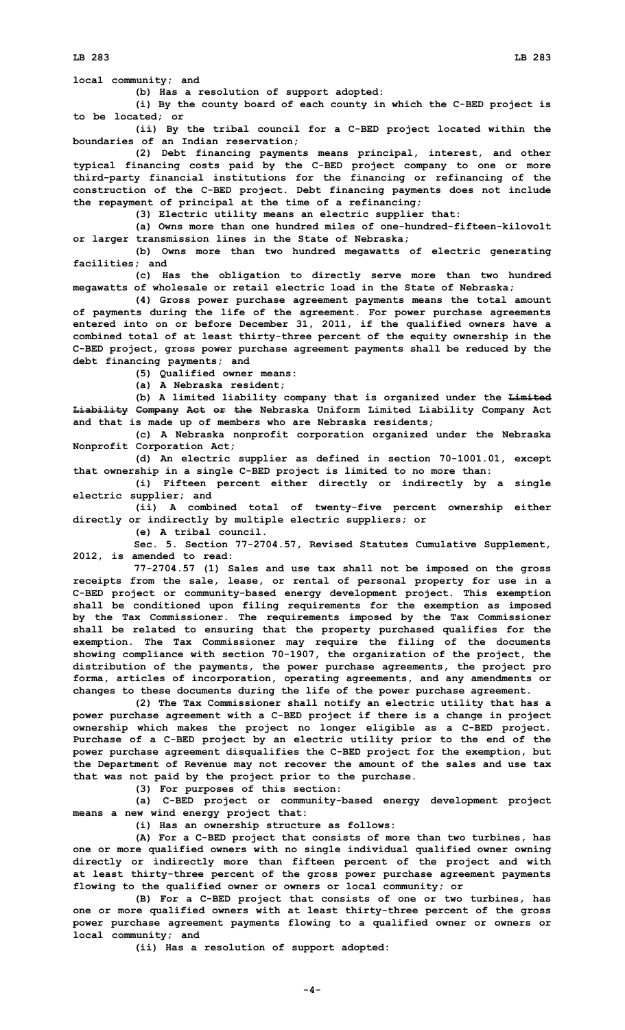local community; and

(b) Has a resolution of support adopted:

(i) By the county board of each county in which the C-BED project is to be located; or

(ii) By the tribal council for a C-BED project located within the boundaries of an Indian reservation;

(2) Debt financing payments means principal, interest, and other typical financing costs paid by the C-BED project company to one or more third-party financial institutions for the financing or refinancing of the construction of the C-BED project. Debt financing payments does not include the repayment of principal at the time of a refinancing;

(3) Electric utility means an electric supplier that:

(a) Owns more than one hundred miles of one-hundred-fifteen-kilovolt or larger transmission lines in the State of Nebraska;

(b) Owns more than two hundred megawatts of electric generating facilities; and

(c) Has the obligation to directly serve more than two hundred megawatts of wholesale or retail electric load in the State of Nebraska;

(4) Gross power purchase agreement payments means the total amount of payments during the life of the agreement. For power purchase agreements entered into on or before December 31, 2011, if the qualified owners have a combined total of at least thirty-three percent of the equity ownership in the C-BED project, gross power purchase agreement payments shall be reduced by the debt financing payments; and

(5) Qualified owner means:

(a) A Nebraska resident;

(b) A limited liability company that is organized under the ~~Limited Liability Company Act or the~~ Nebraska Uniform Limited Liability Company Act and that is made up of members who are Nebraska residents;

(c) A Nebraska nonprofit corporation organized under the Nebraska Nonprofit Corporation Act;

(d) An electric supplier as defined in section 70-1001.01, except that ownership in a single C-BED project is limited to no more than:

(i) Fifteen percent either directly or indirectly by a single electric supplier; and

(ii) A combined total of twenty-five percent ownership either directly or indirectly by multiple electric suppliers; or

(e) A tribal council.

Sec. 5. Section 77-2704.57, Revised Statutes Cumulative Supplement, 2012, is amended to read:

77-2704.57 (1) Sales and use tax shall not be imposed on the gross receipts from the sale, lease, or rental of personal property for use in a C-BED project or community-based energy development project. This exemption shall be conditioned upon filing requirements for the exemption as imposed by the Tax Commissioner. The requirements imposed by the Tax Commissioner shall be related to ensuring that the property purchased qualifies for the exemption. The Tax Commissioner may require the filing of the documents showing compliance with section 70-1907, the organization of the project, the distribution of the payments, the power purchase agreements, the project pro forma, articles of incorporation, operating agreements, and any amendments or changes to these documents during the life of the power purchase agreement.

(2) The Tax Commissioner shall notify an electric utility that has a power purchase agreement with a C-BED project if there is a change in project ownership which makes the project no longer eligible as a C-BED project. Purchase of a C-BED project by an electric utility prior to the end of the power purchase agreement disqualifies the C-BED project for the exemption, but the Department of Revenue may not recover the amount of the sales and use tax that was not paid by the project prior to the purchase.

(3) For purposes of this section:

(a) C-BED project or community-based energy development project means a new wind energy project that:

(i) Has an ownership structure as follows:

(A) For a C-BED project that consists of more than two turbines, has one or more qualified owners with no single individual qualified owner owning directly or indirectly more than fifteen percent of the project and with at least thirty-three percent of the gross power purchase agreement payments flowing to the qualified owner or owners or local community; or

(B) For a C-BED project that consists of one or two turbines, has one or more qualified owners with at least thirty-three percent of the gross power purchase agreement payments flowing to a qualified owner or owners or local community; and

(ii) Has a resolution of support adopted: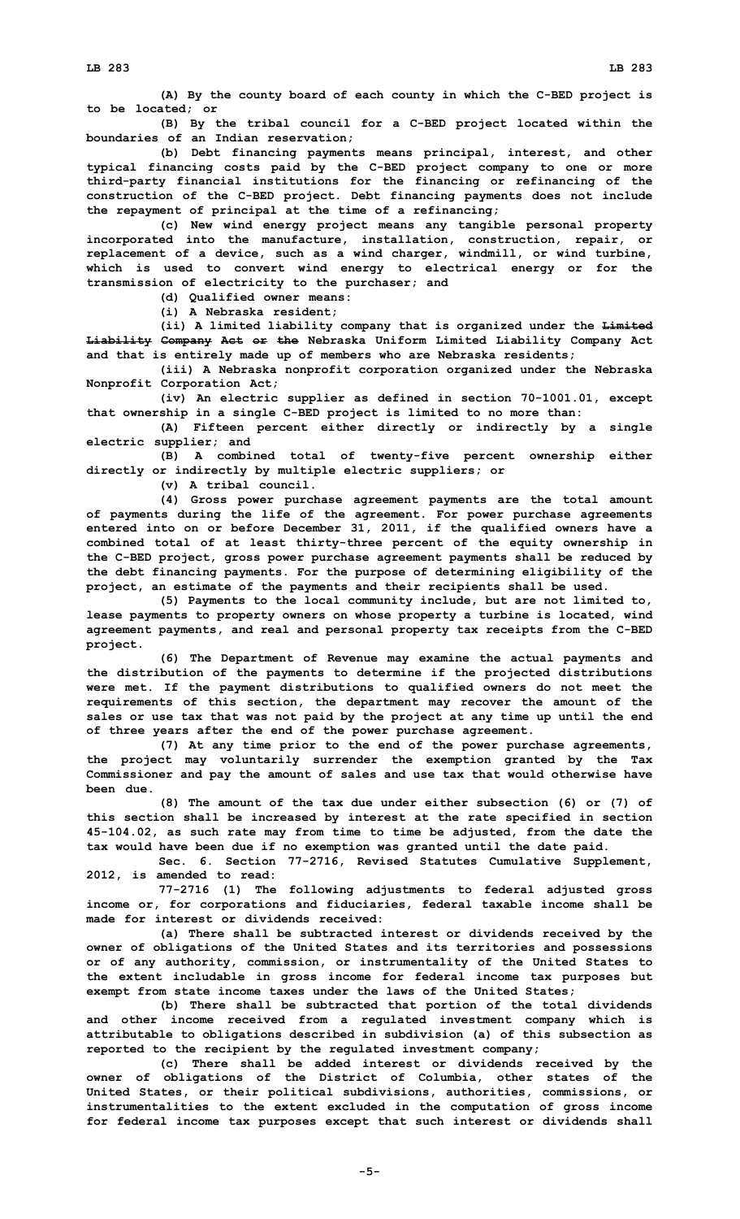(A) By the county board of each county in which the C-BED project is to be located; or

(B) By the tribal council for a C-BED project located within the boundaries of an Indian reservation;

(b) Debt financing payments means principal, interest, and other typical financing costs paid by the C-BED project company to one or more third-party financial institutions for the financing or refinancing of the construction of the C-BED project. Debt financing payments does not include the repayment of principal at the time of a refinancing;

(c) New wind energy project means any tangible personal property incorporated into the manufacture, installation, construction, repair, or replacement of a device, such as a wind charger, windmill, or wind turbine, which is used to convert wind energy to electrical energy or for the transmission of electricity to the purchaser; and

(d) Qualified owner means:

(i) A Nebraska resident;

(ii) A limited liability company that is organized under the ~~Limited Liability Company Act or the~~ Nebraska Uniform Limited Liability Company Act and that is entirely made up of members who are Nebraska residents;

(iii) A Nebraska nonprofit corporation organized under the Nebraska Nonprofit Corporation Act;

(iv) An electric supplier as defined in section 70-1001.01, except that ownership in a single C-BED project is limited to no more than:

(A) Fifteen percent either directly or indirectly by a single electric supplier; and

(B) A combined total of twenty-five percent ownership either directly or indirectly by multiple electric suppliers; or

(v) A tribal council.

(4) Gross power purchase agreement payments are the total amount of payments during the life of the agreement. For power purchase agreements entered into on or before December 31, 2011, if the qualified owners have a combined total of at least thirty-three percent of the equity ownership in the C-BED project, gross power purchase agreement payments shall be reduced by the debt financing payments. For the purpose of determining eligibility of the project, an estimate of the payments and their recipients shall be used.

(5) Payments to the local community include, but are not limited to, lease payments to property owners on whose property a turbine is located, wind agreement payments, and real and personal property tax receipts from the C-BED project.

(6) The Department of Revenue may examine the actual payments and the distribution of the payments to determine if the projected distributions were met. If the payment distributions to qualified owners do not meet the requirements of this section, the department may recover the amount of the sales or use tax that was not paid by the project at any time up until the end of three years after the end of the power purchase agreement.

(7) At any time prior to the end of the power purchase agreements, the project may voluntarily surrender the exemption granted by the Tax Commissioner and pay the amount of sales and use tax that would otherwise have been due.

(8) The amount of the tax due under either subsection (6) or (7) of this section shall be increased by interest at the rate specified in section 45-104.02, as such rate may from time to time be adjusted, from the date the tax would have been due if no exemption was granted until the date paid.

Sec. 6. Section 77-2716, Revised Statutes Cumulative Supplement, 2012, is amended to read:

77-2716 (1) The following adjustments to federal adjusted gross income or, for corporations and fiduciaries, federal taxable income shall be made for interest or dividends received:

(a) There shall be subtracted interest or dividends received by the owner of obligations of the United States and its territories and possessions or of any authority, commission, or instrumentality of the United States to the extent includable in gross income for federal income tax purposes but exempt from state income taxes under the laws of the United States;

(b) There shall be subtracted that portion of the total dividends and other income received from a regulated investment company which is attributable to obligations described in subdivision (a) of this subsection as reported to the recipient by the regulated investment company;

(c) There shall be added interest or dividends received by the owner of obligations of the District of Columbia, other states of the United States, or their political subdivisions, authorities, commissions, or instrumentalities to the extent excluded in the computation of gross income for federal income tax purposes except that such interest or dividends shall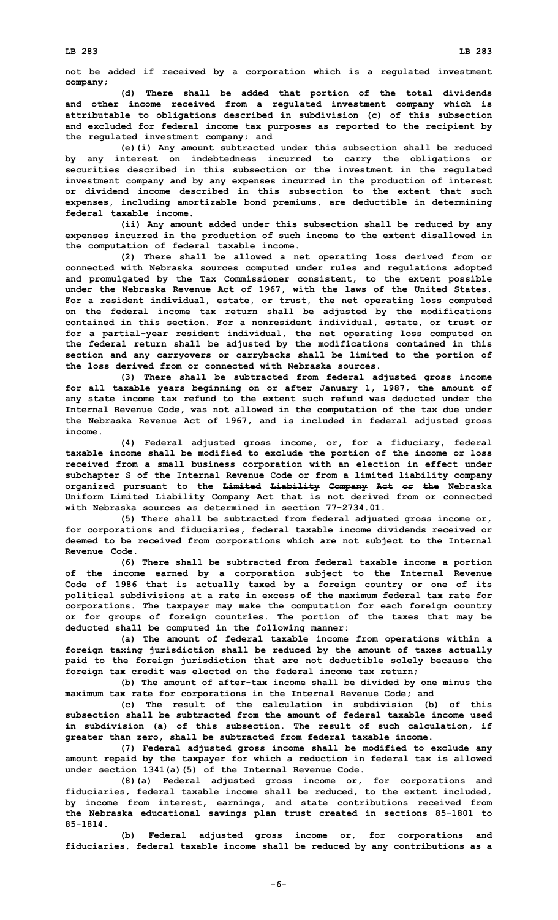not be added if received by a corporation which is a regulated investment company;

(d) There shall be added that portion of the total dividends and other income received from a regulated investment company which is attributable to obligations described in subdivision (c) of this subsection and excluded for federal income tax purposes as reported to the recipient by the regulated investment company; and

(e)(i) Any amount subtracted under this subsection shall be reduced by any interest on indebtedness incurred to carry the obligations or securities described in this subsection or the investment in the regulated investment company and by any expenses incurred in the production of interest or dividend income described in this subsection to the extent that such expenses, including amortizable bond premiums, are deductible in determining federal taxable income.

(ii) Any amount added under this subsection shall be reduced by any expenses incurred in the production of such income to the extent disallowed in the computation of federal taxable income.

(2) There shall be allowed a net operating loss derived from or connected with Nebraska sources computed under rules and regulations adopted and promulgated by the Tax Commissioner consistent, to the extent possible under the Nebraska Revenue Act of 1967, with the laws of the United States. For a resident individual, estate, or trust, the net operating loss computed on the federal income tax return shall be adjusted by the modifications contained in this section. For a nonresident individual, estate, or trust or for a partial-year resident individual, the net operating loss computed on the federal return shall be adjusted by the modifications contained in this section and any carryovers or carrybacks shall be limited to the portion of the loss derived from or connected with Nebraska sources.

(3) There shall be subtracted from federal adjusted gross income for all taxable years beginning on or after January 1, 1987, the amount of any state income tax refund to the extent such refund was deducted under the Internal Revenue Code, was not allowed in the computation of the tax due under the Nebraska Revenue Act of 1967, and is included in federal adjusted gross income.

(4) Federal adjusted gross income, or, for a fiduciary, federal taxable income shall be modified to exclude the portion of the income or loss received from a small business corporation with an election in effect under subchapter S of the Internal Revenue Code or from a limited liability company organized pursuant to the ~~Limited Liability Company Act or the~~ Nebraska Uniform Limited Liability Company Act that is not derived from or connected with Nebraska sources as determined in section 77-2734.01.

(5) There shall be subtracted from federal adjusted gross income or, for corporations and fiduciaries, federal taxable income dividends received or deemed to be received from corporations which are not subject to the Internal Revenue Code.

(6) There shall be subtracted from federal taxable income a portion of the income earned by a corporation subject to the Internal Revenue Code of 1986 that is actually taxed by a foreign country or one of its political subdivisions at a rate in excess of the maximum federal tax rate for corporations. The taxpayer may make the computation for each foreign country or for groups of foreign countries. The portion of the taxes that may be deducted shall be computed in the following manner:

(a) The amount of federal taxable income from operations within a foreign taxing jurisdiction shall be reduced by the amount of taxes actually paid to the foreign jurisdiction that are not deductible solely because the foreign tax credit was elected on the federal income tax return;

(b) The amount of after-tax income shall be divided by one minus the maximum tax rate for corporations in the Internal Revenue Code; and

(c) The result of the calculation in subdivision (b) of this subsection shall be subtracted from the amount of federal taxable income used in subdivision (a) of this subsection. The result of such calculation, if greater than zero, shall be subtracted from federal taxable income.

(7) Federal adjusted gross income shall be modified to exclude any amount repaid by the taxpayer for which a reduction in federal tax is allowed under section 1341(a)(5) of the Internal Revenue Code.

(8)(a) Federal adjusted gross income or, for corporations and fiduciaries, federal taxable income shall be reduced, to the extent included, by income from interest, earnings, and state contributions received from the Nebraska educational savings plan trust created in sections 85-1801 to 85-1814.

(b) Federal adjusted gross income or, for corporations and fiduciaries, federal taxable income shall be reduced by any contributions as a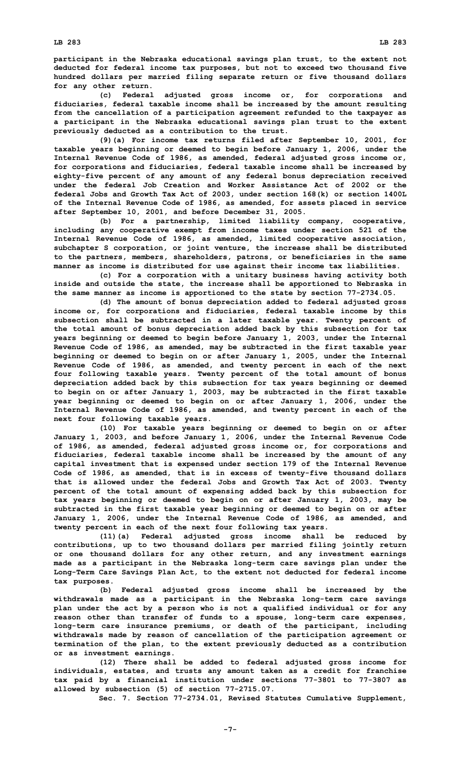participant in the Nebraska educational savings plan trust, to the extent not deducted for federal income tax purposes, but not to exceed two thousand five hundred dollars per married filing separate return or five thousand dollars for any other return.

(c) Federal adjusted gross income or, for corporations and fiduciaries, federal taxable income shall be increased by the amount resulting from the cancellation of a participation agreement refunded to the taxpayer as a participant in the Nebraska educational savings plan trust to the extent previously deducted as a contribution to the trust.

(9)(a) For income tax returns filed after September 10, 2001, for taxable years beginning or deemed to begin before January 1, 2006, under the Internal Revenue Code of 1986, as amended, federal adjusted gross income or, for corporations and fiduciaries, federal taxable income shall be increased by eighty-five percent of any amount of any federal bonus depreciation received under the federal Job Creation and Worker Assistance Act of 2002 or the federal Jobs and Growth Tax Act of 2003, under section 168(k) or section 1400L of the Internal Revenue Code of 1986, as amended, for assets placed in service after September 10, 2001, and before December 31, 2005.

(b) For a partnership, limited liability company, cooperative, including any cooperative exempt from income taxes under section 521 of the Internal Revenue Code of 1986, as amended, limited cooperative association, subchapter S corporation, or joint venture, the increase shall be distributed to the partners, members, shareholders, patrons, or beneficiaries in the same manner as income is distributed for use against their income tax liabilities.

(c) For a corporation with a unitary business having activity both inside and outside the state, the increase shall be apportioned to Nebraska in the same manner as income is apportioned to the state by section 77-2734.05.

(d) The amount of bonus depreciation added to federal adjusted gross income or, for corporations and fiduciaries, federal taxable income by this subsection shall be subtracted in a later taxable year. Twenty percent of the total amount of bonus depreciation added back by this subsection for tax years beginning or deemed to begin before January 1, 2003, under the Internal Revenue Code of 1986, as amended, may be subtracted in the first taxable year beginning or deemed to begin on or after January 1, 2005, under the Internal Revenue Code of 1986, as amended, and twenty percent in each of the next four following taxable years. Twenty percent of the total amount of bonus depreciation added back by this subsection for tax years beginning or deemed to begin on or after January 1, 2003, may be subtracted in the first taxable year beginning or deemed to begin on or after January 1, 2006, under the Internal Revenue Code of 1986, as amended, and twenty percent in each of the next four following taxable years.

(10) For taxable years beginning or deemed to begin on or after January 1, 2003, and before January 1, 2006, under the Internal Revenue Code of 1986, as amended, federal adjusted gross income or, for corporations and fiduciaries, federal taxable income shall be increased by the amount of any capital investment that is expensed under section 179 of the Internal Revenue Code of 1986, as amended, that is in excess of twenty-five thousand dollars that is allowed under the federal Jobs and Growth Tax Act of 2003. Twenty percent of the total amount of expensing added back by this subsection for tax years beginning or deemed to begin on or after January 1, 2003, may be subtracted in the first taxable year beginning or deemed to begin on or after January 1, 2006, under the Internal Revenue Code of 1986, as amended, and twenty percent in each of the next four following tax years.

(11)(a) Federal adjusted gross income shall be reduced by contributions, up to two thousand dollars per married filing jointly return or one thousand dollars for any other return, and any investment earnings made as a participant in the Nebraska long-term care savings plan under the Long-Term Care Savings Plan Act, to the extent not deducted for federal income tax purposes.

(b) Federal adjusted gross income shall be increased by the withdrawals made as a participant in the Nebraska long-term care savings plan under the act by a person who is not a qualified individual or for any reason other than transfer of funds to a spouse, long-term care expenses, long-term care insurance premiums, or death of the participant, including withdrawals made by reason of cancellation of the participation agreement or termination of the plan, to the extent previously deducted as a contribution or as investment earnings.

(12) There shall be added to federal adjusted gross income for individuals, estates, and trusts any amount taken as a credit for franchise tax paid by a financial institution under sections 77-3801 to 77-3807 as allowed by subsection (5) of section 77-2715.07.

Sec. 7. Section 77-2734.01, Revised Statutes Cumulative Supplement,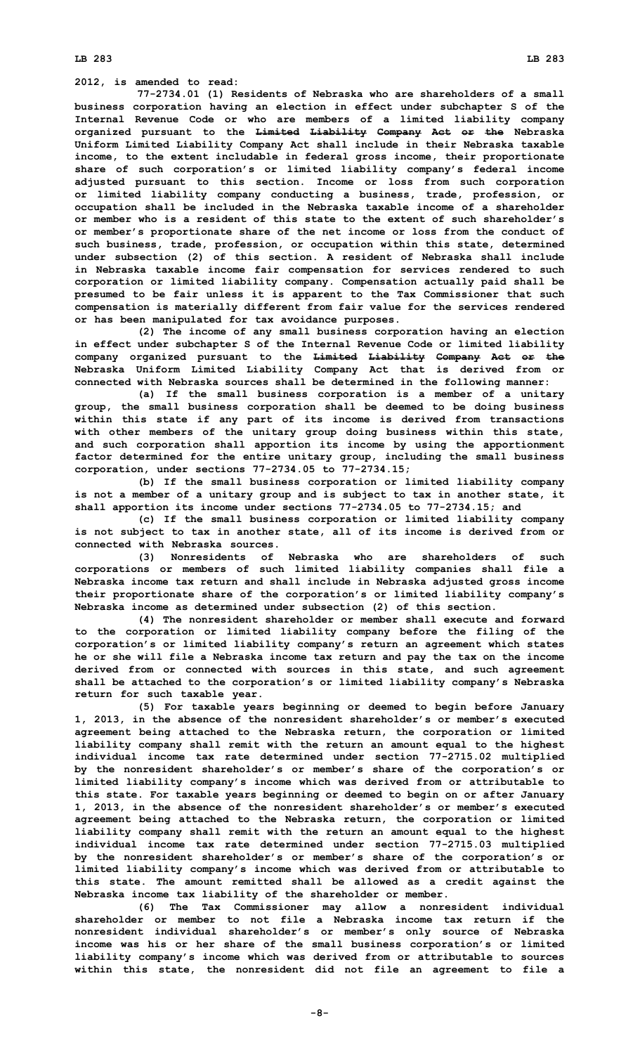**2012, is amended to read:**

**77-2734.01 (1) Residents of Nebraska who are shareholders of a small business corporation having an election in effect under subchapter S of the Internal Revenue Code or who are members of a limited liability company organized pursuant to the ~~Limited Liability Company Act or the~~ Nebraska Uniform Limited Liability Company Act shall include in their Nebraska taxable income, to the extent includable in federal gross income, their proportionate share of such corporation's or limited liability company's federal income adjusted pursuant to this section. Income or loss from such corporation or limited liability company conducting a business, trade, profession, or occupation shall be included in the Nebraska taxable income of a shareholder or member who is a resident of this state to the extent of such shareholder's or member's proportionate share of the net income or loss from the conduct of such business, trade, profession, or occupation within this state, determined under subsection (2) of this section. A resident of Nebraska shall include in Nebraska taxable income fair compensation for services rendered to such corporation or limited liability company. Compensation actually paid shall be presumed to be fair unless it is apparent to the Tax Commissioner that such compensation is materially different from fair value for the services rendered or has been manipulated for tax avoidance purposes.**

**(2) The income of any small business corporation having an election in effect under subchapter S of the Internal Revenue Code or limited liability company organized pursuant to the ~~Limited Liability Company Act or the~~ Nebraska Uniform Limited Liability Company Act that is derived from or connected with Nebraska sources shall be determined in the following manner:**

**(a) If the small business corporation is a member of a unitary group, the small business corporation shall be deemed to be doing business within this state if any part of its income is derived from transactions with other members of the unitary group doing business within this state, and such corporation shall apportion its income by using the apportionment factor determined for the entire unitary group, including the small business corporation, under sections 77-2734.05 to 77-2734.15;**

**(b) If the small business corporation or limited liability company is not a member of a unitary group and is subject to tax in another state, it shall apportion its income under sections 77-2734.05 to 77-2734.15; and**

**(c) If the small business corporation or limited liability company is not subject to tax in another state, all of its income is derived from or connected with Nebraska sources.**

**(3) Nonresidents of Nebraska who are shareholders of such corporations or members of such limited liability companies shall file a Nebraska income tax return and shall include in Nebraska adjusted gross income their proportionate share of the corporation's or limited liability company's Nebraska income as determined under subsection (2) of this section.**

**(4) The nonresident shareholder or member shall execute and forward to the corporation or limited liability company before the filing of the corporation's or limited liability company's return an agreement which states he or she will file a Nebraska income tax return and pay the tax on the income derived from or connected with sources in this state, and such agreement shall be attached to the corporation's or limited liability company's Nebraska return for such taxable year.**

**(5) For taxable years beginning or deemed to begin before January 1, 2013, in the absence of the nonresident shareholder's or member's executed agreement being attached to the Nebraska return, the corporation or limited liability company shall remit with the return an amount equal to the highest individual income tax rate determined under section 77-2715.02 multiplied by the nonresident shareholder's or member's share of the corporation's or limited liability company's income which was derived from or attributable to this state. For taxable years beginning or deemed to begin on or after January 1, 2013, in the absence of the nonresident shareholder's or member's executed agreement being attached to the Nebraska return, the corporation or limited liability company shall remit with the return an amount equal to the highest individual income tax rate determined under section 77-2715.03 multiplied by the nonresident shareholder's or member's share of the corporation's or limited liability company's income which was derived from or attributable to this state. The amount remitted shall be allowed as a credit against the Nebraska income tax liability of the shareholder or member.**

**(6) The Tax Commissioner may allow a nonresident individual shareholder or member to not file a Nebraska income tax return if the nonresident individual shareholder's or member's only source of Nebraska income was his or her share of the small business corporation's or limited liability company's income which was derived from or attributable to sources within this state, the nonresident did not file an agreement to file a**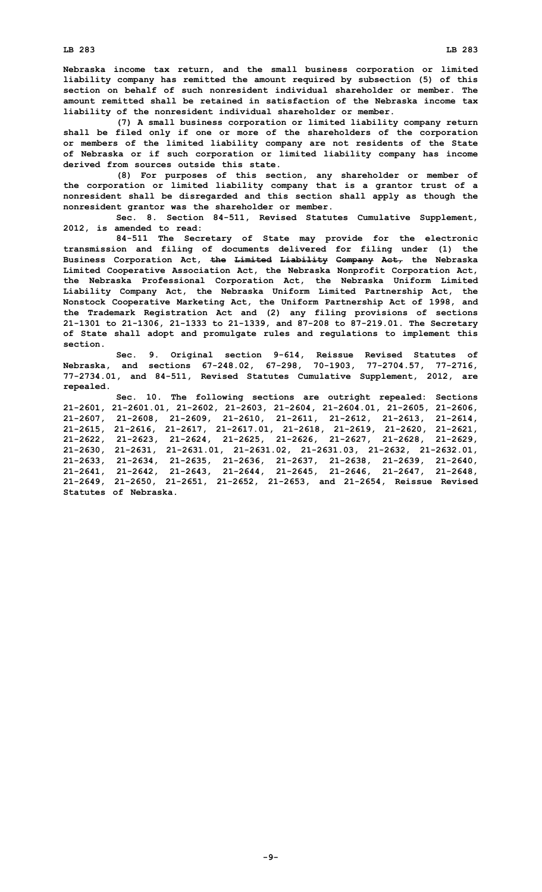**Nebraska income tax return, and the small business corporation or limited liability company has remitted the amount required by subsection (5) of this section on behalf of such nonresident individual shareholder or member. The amount remitted shall be retained in satisfaction of the Nebraska income tax liability of the nonresident individual shareholder or member.**

**(7) A small business corporation or limited liability company return shall be filed only if one or more of the shareholders of the corporation or members of the limited liability company are not residents of the State of Nebraska or if such corporation or limited liability company has income derived from sources outside this state.**

**(8) For purposes of this section, any shareholder or member of the corporation or limited liability company that is a grantor trust of a nonresident shall be disregarded and this section shall apply as though the nonresident grantor was the shareholder or member.**

**Sec. 8. Section 84-511, Revised Statutes Cumulative Supplement, 2012, is amended to read:**

**84-511 The Secretary of State may provide for the electronic transmission and filing of documents delivered for filing under (1) the Business Corporation Act, ~~the Limited Liability Company Act,~~ the Nebraska Limited Cooperative Association Act, the Nebraska Nonprofit Corporation Act, the Nebraska Professional Corporation Act, the Nebraska Uniform Limited Liability Company Act, the Nebraska Uniform Limited Partnership Act, the Nonstock Cooperative Marketing Act, the Uniform Partnership Act of 1998, and the Trademark Registration Act and (2) any filing provisions of sections 21-1301 to 21-1306, 21-1333 to 21-1339, and 87-208 to 87-219.01. The Secretary of State shall adopt and promulgate rules and regulations to implement this section.**

**Sec. 9. Original section 9-614, Reissue Revised Statutes of Nebraska, and sections 67-248.02, 67-298, 70-1903, 77-2704.57, 77-2716, 77-2734.01, and 84-511, Revised Statutes Cumulative Supplement, 2012, are repealed.**

**Sec. 10. The following sections are outright repealed: Sections 21-2601, 21-2601.01, 21-2602, 21-2603, 21-2604, 21-2604.01, 21-2605, 21-2606, 21-2607, 21-2608, 21-2609, 21-2610, 21-2611, 21-2612, 21-2613, 21-2614, 21-2615, 21-2616, 21-2617, 21-2617.01, 21-2618, 21-2619, 21-2620, 21-2621, 21-2622, 21-2623, 21-2624, 21-2625, 21-2626, 21-2627, 21-2628, 21-2629, 21-2630, 21-2631, 21-2631.01, 21-2631.02, 21-2631.03, 21-2632, 21-2632.01, 21-2633, 21-2634, 21-2635, 21-2636, 21-2637, 21-2638, 21-2639, 21-2640, 21-2641, 21-2642, 21-2643, 21-2644, 21-2645, 21-2646, 21-2647, 21-2648, 21-2649, 21-2650, 21-2651, 21-2652, 21-2653, and 21-2654, Reissue Revised Statutes of Nebraska.**